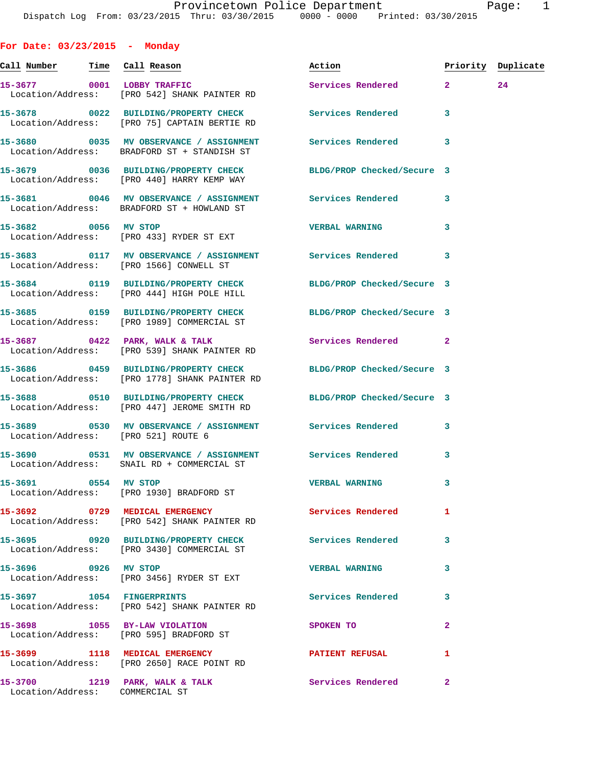Provincetown Police Department
Dispatch Log From: 03/23/2015 Thru: 03/30/2015 0000 - 0000 Printed: 03/30/2015

## For Date: 03/23/2015 - Monday

| Call Number | Time | Call Reason | Action | Priority | Duplicate |
|---|---|---|---|---|---|
| 15-3677 | 0001 | LOBBY TRAFFIC | Services Rendered | 2 | 24 |
| Location/Address: | | [PRO 542] SHANK PAINTER RD | | | |
| 15-3678 | 0022 | BUILDING/PROPERTY CHECK | Services Rendered | 3 | |
| Location/Address: | | [PRO 75] CAPTAIN BERTIE RD | | | |
| 15-3680 | 0035 | MV OBSERVANCE / ASSIGNMENT | Services Rendered | 3 | |
| Location/Address: | | BRADFORD ST + STANDISH ST | | | |
| 15-3679 | 0036 | BUILDING/PROPERTY CHECK | BLDG/PROP Checked/Secure | 3 | |
| Location/Address: | | [PRO 440] HARRY KEMP WAY | | | |
| 15-3681 | 0046 | MV OBSERVANCE / ASSIGNMENT | Services Rendered | 3 | |
| Location/Address: | | BRADFORD ST + HOWLAND ST | | | |
| 15-3682 | 0056 | MV STOP | VERBAL WARNING | 3 | |
| Location/Address: | | [PRO 433] RYDER ST EXT | | | |
| 15-3683 | 0117 | MV OBSERVANCE / ASSIGNMENT | Services Rendered | 3 | |
| Location/Address: | | [PRO 1566] CONWELL ST | | | |
| 15-3684 | 0119 | BUILDING/PROPERTY CHECK | BLDG/PROP Checked/Secure | 3 | |
| Location/Address: | | [PRO 444] HIGH POLE HILL | | | |
| 15-3685 | 0159 | BUILDING/PROPERTY CHECK | BLDG/PROP Checked/Secure | 3 | |
| Location/Address: | | [PRO 1989] COMMERCIAL ST | | | |
| 15-3687 | 0422 | PARK, WALK & TALK | Services Rendered | 2 | |
| Location/Address: | | [PRO 539] SHANK PAINTER RD | | | |
| 15-3686 | 0459 | BUILDING/PROPERTY CHECK | BLDG/PROP Checked/Secure | 3 | |
| Location/Address: | | [PRO 1778] SHANK PAINTER RD | | | |
| 15-3688 | 0510 | BUILDING/PROPERTY CHECK | BLDG/PROP Checked/Secure | 3 | |
| Location/Address: | | [PRO 447] JEROME SMITH RD | | | |
| 15-3689 | 0530 | MV OBSERVANCE / ASSIGNMENT | Services Rendered | 3 | |
| Location/Address: | | [PRO 521] ROUTE 6 | | | |
| 15-3690 | 0531 | MV OBSERVANCE / ASSIGNMENT | Services Rendered | 3 | |
| Location/Address: | | SNAIL RD + COMMERCIAL ST | | | |
| 15-3691 | 0554 | MV STOP | VERBAL WARNING | 3 | |
| Location/Address: | | [PRO 1930] BRADFORD ST | | | |
| 15-3692 | 0729 | MEDICAL EMERGENCY | Services Rendered | 1 | |
| Location/Address: | | [PRO 542] SHANK PAINTER RD | | | |
| 15-3695 | 0920 | BUILDING/PROPERTY CHECK | Services Rendered | 3 | |
| Location/Address: | | [PRO 3430] COMMERCIAL ST | | | |
| 15-3696 | 0926 | MV STOP | VERBAL WARNING | 3 | |
| Location/Address: | | [PRO 3456] RYDER ST EXT | | | |
| 15-3697 | 1054 | FINGERPRINTS | Services Rendered | 3 | |
| Location/Address: | | [PRO 542] SHANK PAINTER RD | | | |
| 15-3698 | 1055 | BY-LAW VIOLATION | SPOKEN TO | 2 | |
| Location/Address: | | [PRO 595] BRADFORD ST | | | |
| 15-3699 | 1118 | MEDICAL EMERGENCY | PATIENT REFUSAL | 1 | |
| Location/Address: | | [PRO 2650] RACE POINT RD | | | |
| 15-3700 | 1219 | PARK, WALK & TALK | Services Rendered | 2 | |
| Location/Address: | | COMMERCIAL ST | | | |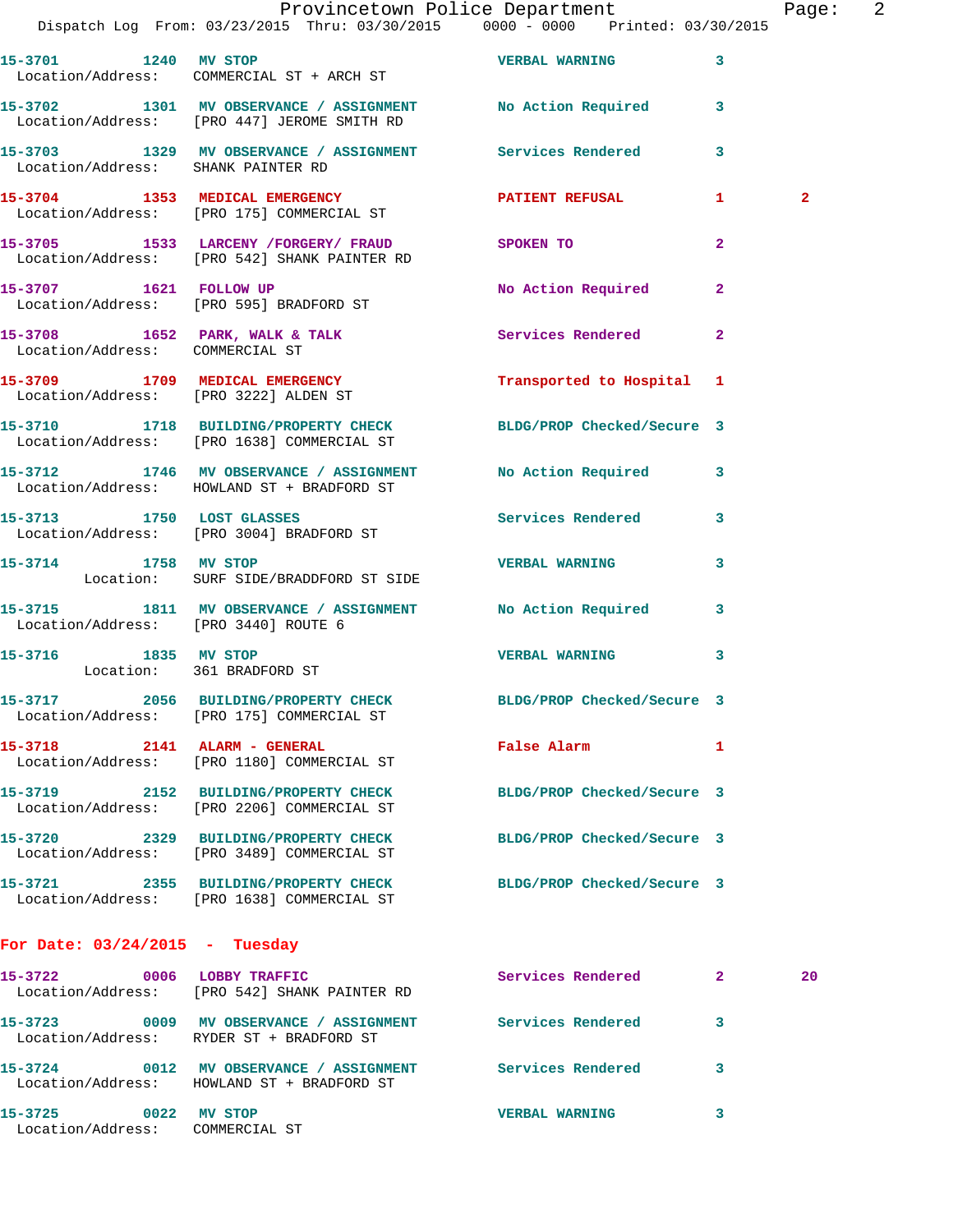| Call Number | Time | Call Reason | Action | Priority | |
|---|---|---|---|---|---|
| 15-3701 | 1240 | MV STOP | VERBAL WARNING | 3 | |
| Location/Address: COMMERCIAL ST + ARCH ST | | | | | |
| 15-3702 | 1301 | MV OBSERVANCE / ASSIGNMENT | No Action Required | 3 | |
| Location/Address: [PRO 447] JEROME SMITH RD | | | | | |
| 15-3703 | 1329 | MV OBSERVANCE / ASSIGNMENT | Services Rendered | 3 | |
| Location/Address: SHANK PAINTER RD | | | | | |
| 15-3704 | 1353 | MEDICAL EMERGENCY | PATIENT REFUSAL | 1 | 2 |
| Location/Address: [PRO 175] COMMERCIAL ST | | | | | |
| 15-3705 | 1533 | LARCENY /FORGERY/ FRAUD | SPOKEN TO | 2 | |
| Location/Address: [PRO 542] SHANK PAINTER RD | | | | | |
| 15-3707 | 1621 | FOLLOW UP | No Action Required | 2 | |
| Location/Address: [PRO 595] BRADFORD ST | | | | | |
| 15-3708 | 1652 | PARK, WALK & TALK | Services Rendered | 2 | |
| Location/Address: COMMERCIAL ST | | | | | |
| 15-3709 | 1709 | MEDICAL EMERGENCY | Transported to Hospital | 1 | |
| Location/Address: [PRO 3222] ALDEN ST | | | | | |
| 15-3710 | 1718 | BUILDING/PROPERTY CHECK | BLDG/PROP Checked/Secure | 3 | |
| Location/Address: [PRO 1638] COMMERCIAL ST | | | | | |
| 15-3712 | 1746 | MV OBSERVANCE / ASSIGNMENT | No Action Required | 3 | |
| Location/Address: HOWLAND ST + BRADFORD ST | | | | | |
| 15-3713 | 1750 | LOST GLASSES | Services Rendered | 3 | |
| Location/Address: [PRO 3004] BRADFORD ST | | | | | |
| 15-3714 | 1758 | MV STOP | VERBAL WARNING | 3 | |
| Location: SURF SIDE/BRADDFORD ST SIDE | | | | | |
| 15-3715 | 1811 | MV OBSERVANCE / ASSIGNMENT | No Action Required | 3 | |
| Location/Address: [PRO 3440] ROUTE 6 | | | | | |
| 15-3716 | 1835 | MV STOP | VERBAL WARNING | 3 | |
| Location: 361 BRADFORD ST | | | | | |
| 15-3717 | 2056 | BUILDING/PROPERTY CHECK | BLDG/PROP Checked/Secure | 3 | |
| Location/Address: [PRO 175] COMMERCIAL ST | | | | | |
| 15-3718 | 2141 | ALARM - GENERAL | False Alarm | 1 | |
| Location/Address: [PRO 1180] COMMERCIAL ST | | | | | |
| 15-3719 | 2152 | BUILDING/PROPERTY CHECK | BLDG/PROP Checked/Secure | 3 | |
| Location/Address: [PRO 2206] COMMERCIAL ST | | | | | |
| 15-3720 | 2329 | BUILDING/PROPERTY CHECK | BLDG/PROP Checked/Secure | 3 | |
| Location/Address: [PRO 3489] COMMERCIAL ST | | | | | |
| 15-3721 | 2355 | BUILDING/PROPERTY CHECK | BLDG/PROP Checked/Secure | 3 | |
| Location/Address: [PRO 1638] COMMERCIAL ST | | | | | |

**For Date: 03/24/2015 - Tuesday**

| Call Number | Time | Call Reason | Action | Priority | |
|---|---|---|---|---|---|
| 15-3722 | 0006 | LOBBY TRAFFIC | Services Rendered | 2 | 20 |
| Location/Address: [PRO 542] SHANK PAINTER RD | | | | | |
| 15-3723 | 0009 | MV OBSERVANCE / ASSIGNMENT | Services Rendered | 3 | |
| Location/Address: RYDER ST + BRADFORD ST | | | | | |
| 15-3724 | 0012 | MV OBSERVANCE / ASSIGNMENT | Services Rendered | 3 | |
| Location/Address: HOWLAND ST + BRADFORD ST | | | | | |
| 15-3725 | 0022 | MV STOP | VERBAL WARNING | 3 | |
| Location/Address: COMMERCIAL ST | | | | | |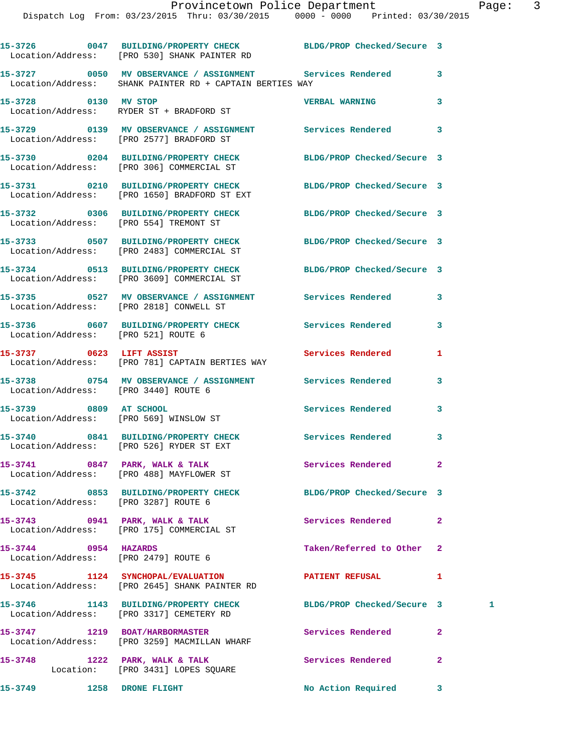15-3726 0047 BUILDING/PROPERTY CHECK BLDG/PROP Checked/Secure 3
Location/Address: [PRO 530] SHANK PAINTER RD

15-3727 0050 MV OBSERVANCE / ASSIGNMENT Services Rendered 3
Location/Address: SHANK PAINTER RD + CAPTAIN BERTIES WAY

15-3728 0130 MV STOP VERBAL WARNING 3
Location/Address: RYDER ST + BRADFORD ST

15-3729 0139 MV OBSERVANCE / ASSIGNMENT Services Rendered 3
Location/Address: [PRO 2577] BRADFORD ST

15-3730 0204 BUILDING/PROPERTY CHECK BLDG/PROP Checked/Secure 3
Location/Address: [PRO 306] COMMERCIAL ST

15-3731 0210 BUILDING/PROPERTY CHECK BLDG/PROP Checked/Secure 3
Location/Address: [PRO 1650] BRADFORD ST EXT

15-3732 0306 BUILDING/PROPERTY CHECK BLDG/PROP Checked/Secure 3
Location/Address: [PRO 554] TREMONT ST

15-3733 0507 BUILDING/PROPERTY CHECK BLDG/PROP Checked/Secure 3
Location/Address: [PRO 2483] COMMERCIAL ST

15-3734 0513 BUILDING/PROPERTY CHECK BLDG/PROP Checked/Secure 3
Location/Address: [PRO 3609] COMMERCIAL ST

15-3735 0527 MV OBSERVANCE / ASSIGNMENT Services Rendered 3
Location/Address: [PRO 2818] CONWELL ST

15-3736 0607 BUILDING/PROPERTY CHECK Services Rendered 3
Location/Address: [PRO 521] ROUTE 6

15-3737 0623 LIFT ASSIST Services Rendered 1
Location/Address: [PRO 781] CAPTAIN BERTIES WAY

15-3738 0754 MV OBSERVANCE / ASSIGNMENT Services Rendered 3
Location/Address: [PRO 3440] ROUTE 6

15-3739 0809 AT SCHOOL Services Rendered 3
Location/Address: [PRO 569] WINSLOW ST

15-3740 0841 BUILDING/PROPERTY CHECK Services Rendered 3
Location/Address: [PRO 526] RYDER ST EXT

15-3741 0847 PARK, WALK & TALK Services Rendered 2
Location/Address: [PRO 488] MAYFLOWER ST

15-3742 0853 BUILDING/PROPERTY CHECK BLDG/PROP Checked/Secure 3
Location/Address: [PRO 3287] ROUTE 6

15-3743 0941 PARK, WALK & TALK Services Rendered 2
Location/Address: [PRO 175] COMMERCIAL ST

15-3744 0954 HAZARDS Taken/Referred to Other 2
Location/Address: [PRO 2479] ROUTE 6

15-3745 1124 SYNCHOPAL/EVALUATION PATIENT REFUSAL 1
Location/Address: [PRO 2645] SHANK PAINTER RD

15-3746 1143 BUILDING/PROPERTY CHECK BLDG/PROP Checked/Secure 3 1
Location/Address: [PRO 3317] CEMETERY RD

15-3747 1219 BOAT/HARBORMASTER Services Rendered 2
Location/Address: [PRO 3259] MACMILLAN WHARF

15-3748 1222 PARK, WALK & TALK Services Rendered 2
Location: [PRO 3431] LOPES SQUARE

15-3749 1258 DRONE FLIGHT No Action Required 3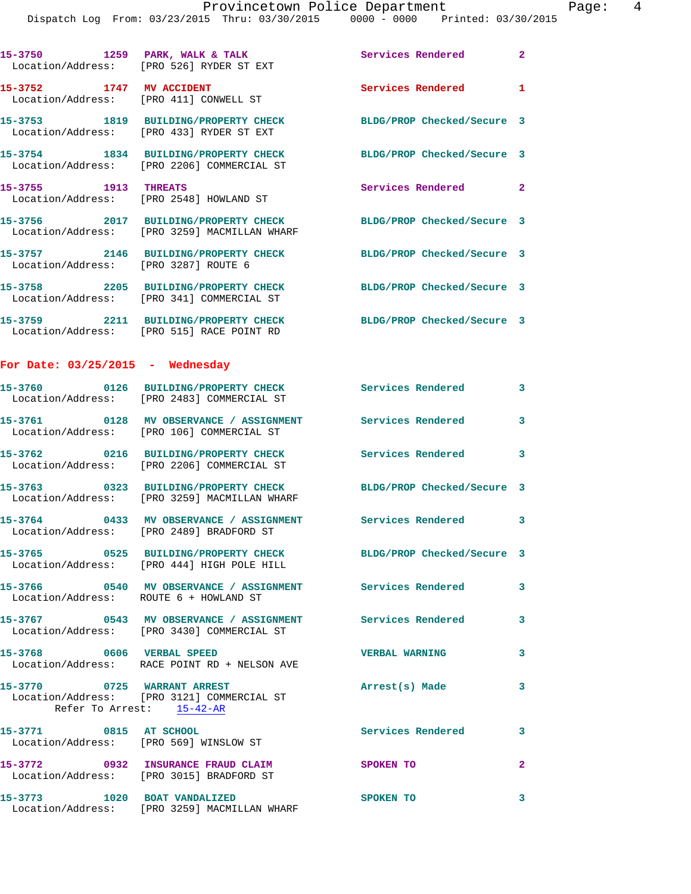15-3750 1259 PARK, WALK & TALK Services Rendered 2
Location/Address: [PRO 526] RYDER ST EXT

15-3752 1747 MV ACCIDENT Services Rendered 1
Location/Address: [PRO 411] CONWELL ST

15-3753 1819 BUILDING/PROPERTY CHECK BLDG/PROP Checked/Secure 3
Location/Address: [PRO 433] RYDER ST EXT

15-3754 1834 BUILDING/PROPERTY CHECK BLDG/PROP Checked/Secure 3
Location/Address: [PRO 2206] COMMERCIAL ST

15-3755 1913 THREATS Services Rendered 2
Location/Address: [PRO 2548] HOWLAND ST

15-3756 2017 BUILDING/PROPERTY CHECK BLDG/PROP Checked/Secure 3
Location/Address: [PRO 3259] MACMILLAN WHARF

15-3757 2146 BUILDING/PROPERTY CHECK BLDG/PROP Checked/Secure 3
Location/Address: [PRO 3287] ROUTE 6

15-3758 2205 BUILDING/PROPERTY CHECK BLDG/PROP Checked/Secure 3
Location/Address: [PRO 341] COMMERCIAL ST

15-3759 2211 BUILDING/PROPERTY CHECK BLDG/PROP Checked/Secure 3
Location/Address: [PRO 515] RACE POINT RD

## For Date: 03/25/2015 - Wednesday

15-3760 0126 BUILDING/PROPERTY CHECK Services Rendered 3
Location/Address: [PRO 2483] COMMERCIAL ST

15-3761 0128 MV OBSERVANCE / ASSIGNMENT Services Rendered 3
Location/Address: [PRO 106] COMMERCIAL ST

15-3762 0216 BUILDING/PROPERTY CHECK Services Rendered 3
Location/Address: [PRO 2206] COMMERCIAL ST

15-3763 0323 BUILDING/PROPERTY CHECK BLDG/PROP Checked/Secure 3
Location/Address: [PRO 3259] MACMILLAN WHARF

15-3764 0433 MV OBSERVANCE / ASSIGNMENT Services Rendered 3
Location/Address: [PRO 2489] BRADFORD ST

15-3765 0525 BUILDING/PROPERTY CHECK BLDG/PROP Checked/Secure 3
Location/Address: [PRO 444] HIGH POLE HILL

15-3766 0540 MV OBSERVANCE / ASSIGNMENT Services Rendered 3
Location/Address: ROUTE 6 + HOWLAND ST

15-3767 0543 MV OBSERVANCE / ASSIGNMENT Services Rendered 3
Location/Address: [PRO 3430] COMMERCIAL ST

15-3768 0606 VERBAL SPEED VERBAL WARNING 3
Location/Address: RACE POINT RD + NELSON AVE

15-3770 0725 WARRANT ARREST Arrest(s) Made 3
Location/Address: [PRO 3121] COMMERCIAL ST
Refer To Arrest: 15-42-AR

15-3771 0815 AT SCHOOL Services Rendered 3
Location/Address: [PRO 569] WINSLOW ST

15-3772 0932 INSURANCE FRAUD CLAIM SPOKEN TO 2
Location/Address: [PRO 3015] BRADFORD ST

15-3773 1020 BOAT VANDALIZED SPOKEN TO 3
Location/Address: [PRO 3259] MACMILLAN WHARF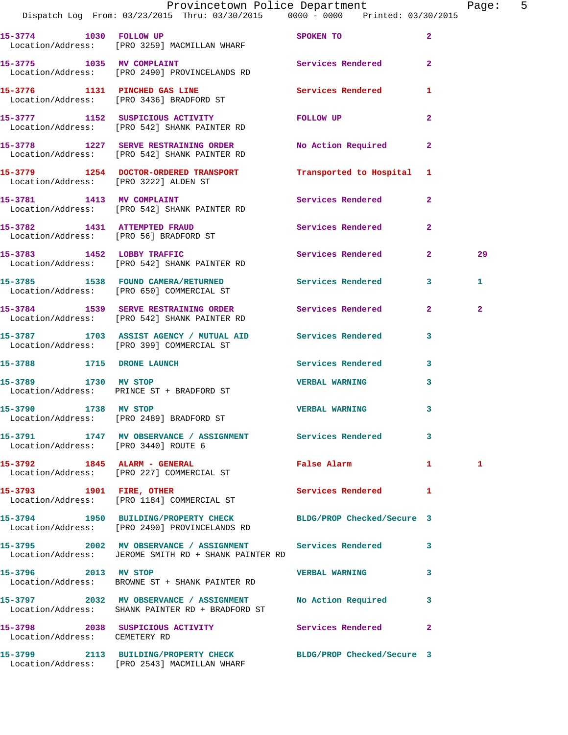| Call # | Time | Call Reason | Action | Priority | |
|---|---|---|---|---|---|
| 15-3774 | 1030 | FOLLOW UP | SPOKEN TO | 2 | |
| Location/Address: | | [PRO 3259] MACMILLAN WHARF | | | |
| 15-3775 | 1035 | MV COMPLAINT | Services Rendered | 2 | |
| Location/Address: | | [PRO 2490] PROVINCELANDS RD | | | |
| 15-3776 | 1131 | PINCHED GAS LINE | Services Rendered | 1 | |
| Location/Address: | | [PRO 3436] BRADFORD ST | | | |
| 15-3777 | 1152 | SUSPICIOUS ACTIVITY | FOLLOW UP | 2 | |
| Location/Address: | | [PRO 542] SHANK PAINTER RD | | | |
| 15-3778 | 1227 | SERVE RESTRAINING ORDER | No Action Required | 2 | |
| Location/Address: | | [PRO 542] SHANK PAINTER RD | | | |
| 15-3779 | 1254 | DOCTOR-ORDERED TRANSPORT | Transported to Hospital | 1 | |
| Location/Address: | | [PRO 3222] ALDEN ST | | | |
| 15-3781 | 1413 | MV COMPLAINT | Services Rendered | 2 | |
| Location/Address: | | [PRO 542] SHANK PAINTER RD | | | |
| 15-3782 | 1431 | ATTEMPTED FRAUD | Services Rendered | 2 | |
| Location/Address: | | [PRO 56] BRADFORD ST | | | |
| 15-3783 | 1452 | LOBBY TRAFFIC | Services Rendered | 2 | 29 |
| Location/Address: | | [PRO 542] SHANK PAINTER RD | | | |
| 15-3785 | 1538 | FOUND CAMERA/RETURNED | Services Rendered | 3 | 1 |
| Location/Address: | | [PRO 650] COMMERCIAL ST | | | |
| 15-3784 | 1539 | SERVE RESTRAINING ORDER | Services Rendered | 2 | 2 |
| Location/Address: | | [PRO 542] SHANK PAINTER RD | | | |
| 15-3787 | 1703 | ASSIST AGENCY / MUTUAL AID | Services Rendered | 3 | |
| Location/Address: | | [PRO 399] COMMERCIAL ST | | | |
| 15-3788 | 1715 | DRONE LAUNCH | Services Rendered | 3 | |
| 15-3789 | 1730 | MV STOP | VERBAL WARNING | 3 | |
| Location/Address: | | PRINCE ST + BRADFORD ST | | | |
| 15-3790 | 1738 | MV STOP | VERBAL WARNING | 3 | |
| Location/Address: | | [PRO 2489] BRADFORD ST | | | |
| 15-3791 | 1747 | MV OBSERVANCE / ASSIGNMENT | Services Rendered | 3 | |
| Location/Address: | | [PRO 3440] ROUTE 6 | | | |
| 15-3792 | 1845 | ALARM - GENERAL | False Alarm | 1 | 1 |
| Location/Address: | | [PRO 227] COMMERCIAL ST | | | |
| 15-3793 | 1901 | FIRE, OTHER | Services Rendered | 1 | |
| Location/Address: | | [PRO 1184] COMMERCIAL ST | | | |
| 15-3794 | 1950 | BUILDING/PROPERTY CHECK | BLDG/PROP Checked/Secure | 3 | |
| Location/Address: | | [PRO 2490] PROVINCELANDS RD | | | |
| 15-3795 | 2002 | MV OBSERVANCE / ASSIGNMENT | Services Rendered | 3 | |
| Location/Address: | | JEROME SMITH RD + SHANK PAINTER RD | | | |
| 15-3796 | 2013 | MV STOP | VERBAL WARNING | 3 | |
| Location/Address: | | BROWNE ST + SHANK PAINTER RD | | | |
| 15-3797 | 2032 | MV OBSERVANCE / ASSIGNMENT | No Action Required | 3 | |
| Location/Address: | | SHANK PAINTER RD + BRADFORD ST | | | |
| 15-3798 | 2038 | SUSPICIOUS ACTIVITY | Services Rendered | 2 | |
| Location/Address: | | CEMETERY RD | | | |
| 15-3799 | 2113 | BUILDING/PROPERTY CHECK | BLDG/PROP Checked/Secure | 3 | |
| Location/Address: | | [PRO 2543] MACMILLAN WHARF | | | |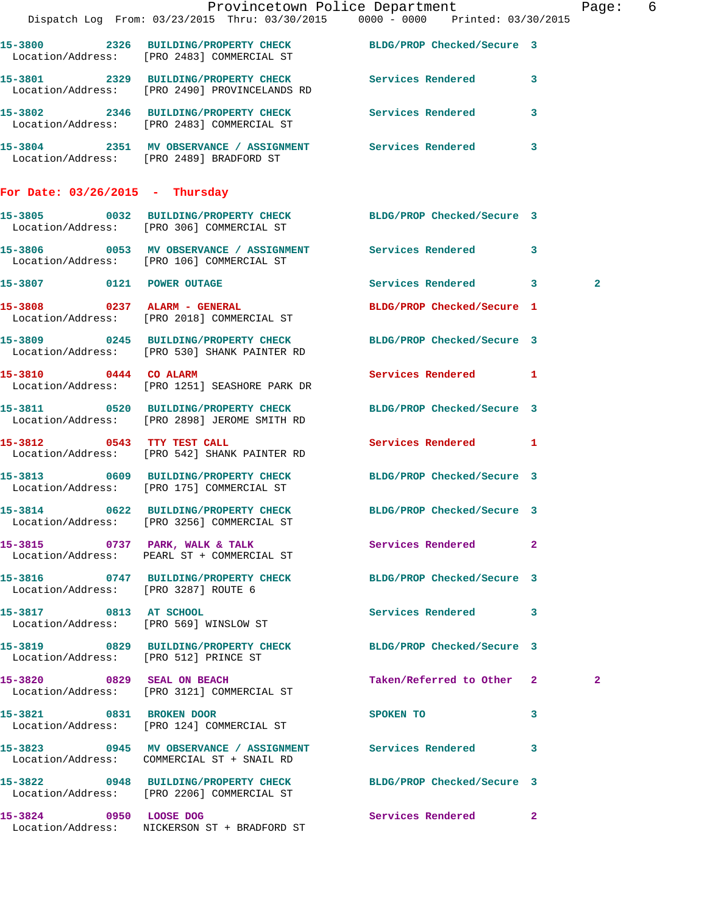15-3800 2326 BUILDING/PROPERTY CHECK BLDG/PROP Checked/Secure 3
Location/Address: [PRO 2483] COMMERCIAL ST

15-3801 2329 BUILDING/PROPERTY CHECK Services Rendered 3
Location/Address: [PRO 2490] PROVINCELANDS RD

15-3802 2346 BUILDING/PROPERTY CHECK Services Rendered 3
Location/Address: [PRO 2483] COMMERCIAL ST

15-3804 2351 MV OBSERVANCE / ASSIGNMENT Services Rendered 3
Location/Address: [PRO 2489] BRADFORD ST

## For Date: 03/26/2015 - Thursday

15-3805 0032 BUILDING/PROPERTY CHECK BLDG/PROP Checked/Secure 3
Location/Address: [PRO 306] COMMERCIAL ST

15-3806 0053 MV OBSERVANCE / ASSIGNMENT Services Rendered 3
Location/Address: [PRO 106] COMMERCIAL ST

15-3807 0121 POWER OUTAGE Services Rendered 3 2

15-3808 0237 ALARM - GENERAL BLDG/PROP Checked/Secure 1
Location/Address: [PRO 2018] COMMERCIAL ST

15-3809 0245 BUILDING/PROPERTY CHECK BLDG/PROP Checked/Secure 3
Location/Address: [PRO 530] SHANK PAINTER RD

15-3810 0444 CO ALARM Services Rendered 1
Location/Address: [PRO 1251] SEASHORE PARK DR

15-3811 0520 BUILDING/PROPERTY CHECK BLDG/PROP Checked/Secure 3
Location/Address: [PRO 2898] JEROME SMITH RD

15-3812 0543 TTY TEST CALL Services Rendered 1
Location/Address: [PRO 542] SHANK PAINTER RD

15-3813 0609 BUILDING/PROPERTY CHECK BLDG/PROP Checked/Secure 3
Location/Address: [PRO 175] COMMERCIAL ST

15-3814 0622 BUILDING/PROPERTY CHECK BLDG/PROP Checked/Secure 3
Location/Address: [PRO 3256] COMMERCIAL ST

15-3815 0737 PARK, WALK & TALK Services Rendered 2
Location/Address: PEARL ST + COMMERCIAL ST

15-3816 0747 BUILDING/PROPERTY CHECK BLDG/PROP Checked/Secure 3
Location/Address: [PRO 3287] ROUTE 6

15-3817 0813 AT SCHOOL Services Rendered 3
Location/Address: [PRO 569] WINSLOW ST

15-3819 0829 BUILDING/PROPERTY CHECK BLDG/PROP Checked/Secure 3
Location/Address: [PRO 512] PRINCE ST

15-3820 0829 SEAL ON BEACH Taken/Referred to Other 2 2
Location/Address: [PRO 3121] COMMERCIAL ST

15-3821 0831 BROKEN DOOR SPOKEN TO 3
Location/Address: [PRO 124] COMMERCIAL ST

15-3823 0945 MV OBSERVANCE / ASSIGNMENT Services Rendered 3
Location/Address: COMMERCIAL ST + SNAIL RD

15-3822 0948 BUILDING/PROPERTY CHECK BLDG/PROP Checked/Secure 3
Location/Address: [PRO 2206] COMMERCIAL ST

15-3824 0950 LOOSE DOG Services Rendered 2
Location/Address: NICKERSON ST + BRADFORD ST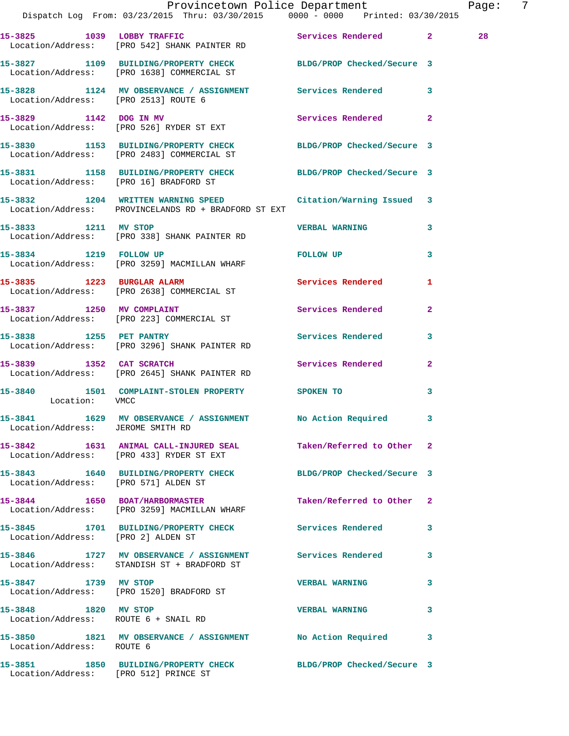15-3825 1039 LOBBY TRAFFIC Services Rendered 2 28
Location/Address: [PRO 542] SHANK PAINTER RD

15-3827 1109 BUILDING/PROPERTY CHECK BLDG/PROP Checked/Secure 3
Location/Address: [PRO 1638] COMMERCIAL ST

15-3828 1124 MV OBSERVANCE / ASSIGNMENT Services Rendered 3
Location/Address: [PRO 2513] ROUTE 6

15-3829 1142 DOG IN MV Services Rendered 2
Location/Address: [PRO 526] RYDER ST EXT

15-3830 1153 BUILDING/PROPERTY CHECK BLDG/PROP Checked/Secure 3
Location/Address: [PRO 2483] COMMERCIAL ST

15-3831 1158 BUILDING/PROPERTY CHECK BLDG/PROP Checked/Secure 3
Location/Address: [PRO 16] BRADFORD ST

15-3832 1204 WRITTEN WARNING SPEED Citation/Warning Issued 3
Location/Address: PROVINCELANDS RD + BRADFORD ST EXT

15-3833 1211 MV STOP VERBAL WARNING 3
Location/Address: [PRO 338] SHANK PAINTER RD

15-3834 1219 FOLLOW UP FOLLOW UP 3
Location/Address: [PRO 3259] MACMILLAN WHARF

15-3835 1223 BURGLAR ALARM Services Rendered 1
Location/Address: [PRO 2638] COMMERCIAL ST

15-3837 1250 MV COMPLAINT Services Rendered 2
Location/Address: [PRO 223] COMMERCIAL ST

15-3838 1255 PET PANTRY Services Rendered 3
Location/Address: [PRO 3296] SHANK PAINTER RD

15-3839 1352 CAT SCRATCH Services Rendered 2
Location/Address: [PRO 2645] SHANK PAINTER RD

15-3840 1501 COMPLAINT-STOLEN PROPERTY SPOKEN TO 3
Location: VMCC

15-3841 1629 MV OBSERVANCE / ASSIGNMENT No Action Required 3
Location/Address: JEROME SMITH RD

15-3842 1631 ANIMAL CALL-INJURED SEAL Taken/Referred to Other 2
Location/Address: [PRO 433] RYDER ST EXT

15-3843 1640 BUILDING/PROPERTY CHECK BLDG/PROP Checked/Secure 3
Location/Address: [PRO 571] ALDEN ST

15-3844 1650 BOAT/HARBORMASTER Taken/Referred to Other 2
Location/Address: [PRO 3259] MACMILLAN WHARF

15-3845 1701 BUILDING/PROPERTY CHECK Services Rendered 3
Location/Address: [PRO 2] ALDEN ST

15-3846 1727 MV OBSERVANCE / ASSIGNMENT Services Rendered 3
Location/Address: STANDISH ST + BRADFORD ST

15-3847 1739 MV STOP VERBAL WARNING 3
Location/Address: [PRO 1520] BRADFORD ST

15-3848 1820 MV STOP VERBAL WARNING 3
Location/Address: ROUTE 6 + SNAIL RD

15-3850 1821 MV OBSERVANCE / ASSIGNMENT No Action Required 3
Location/Address: ROUTE 6

15-3851 1850 BUILDING/PROPERTY CHECK BLDG/PROP Checked/Secure 3
Location/Address: [PRO 512] PRINCE ST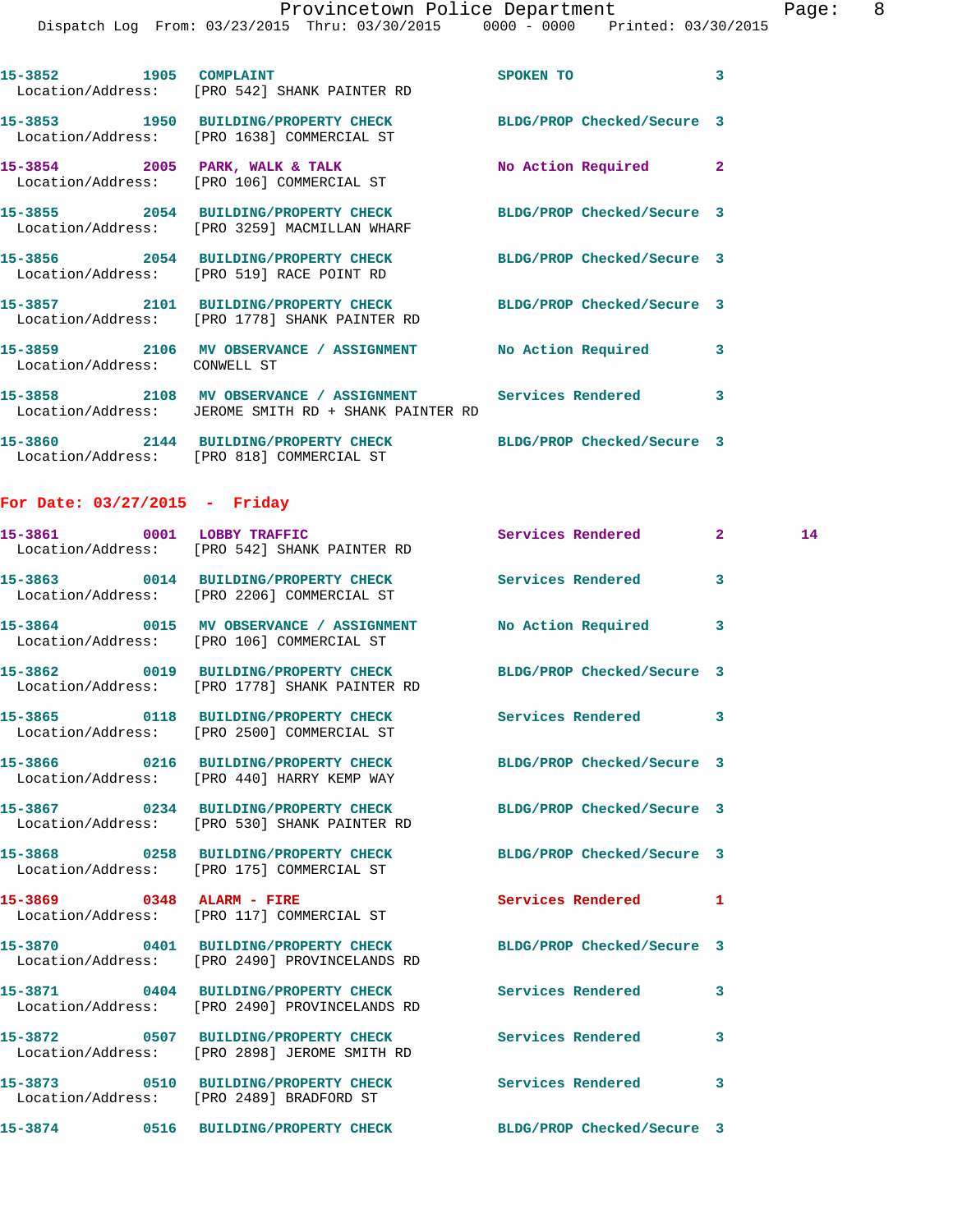15-3852 1905 COMPLAINT SPOKEN TO 3
Location/Address: [PRO 542] SHANK PAINTER RD

15-3853 1950 BUILDING/PROPERTY CHECK BLDG/PROP Checked/Secure 3
Location/Address: [PRO 1638] COMMERCIAL ST

15-3854 2005 PARK, WALK & TALK No Action Required 2
Location/Address: [PRO 106] COMMERCIAL ST

15-3855 2054 BUILDING/PROPERTY CHECK BLDG/PROP Checked/Secure 3
Location/Address: [PRO 3259] MACMILLAN WHARF

15-3856 2054 BUILDING/PROPERTY CHECK BLDG/PROP Checked/Secure 3
Location/Address: [PRO 519] RACE POINT RD

15-3857 2101 BUILDING/PROPERTY CHECK BLDG/PROP Checked/Secure 3
Location/Address: [PRO 1778] SHANK PAINTER RD

15-3859 2106 MV OBSERVANCE / ASSIGNMENT No Action Required 3
Location/Address: CONWELL ST

15-3858 2108 MV OBSERVANCE / ASSIGNMENT Services Rendered 3
Location/Address: JEROME SMITH RD + SHANK PAINTER RD

15-3860 2144 BUILDING/PROPERTY CHECK BLDG/PROP Checked/Secure 3
Location/Address: [PRO 818] COMMERCIAL ST

## For Date: 03/27/2015 - Friday

15-3861 0001 LOBBY TRAFFIC Services Rendered 2 14
Location/Address: [PRO 542] SHANK PAINTER RD

15-3863 0014 BUILDING/PROPERTY CHECK Services Rendered 3
Location/Address: [PRO 2206] COMMERCIAL ST

15-3864 0015 MV OBSERVANCE / ASSIGNMENT No Action Required 3
Location/Address: [PRO 106] COMMERCIAL ST

15-3862 0019 BUILDING/PROPERTY CHECK BLDG/PROP Checked/Secure 3
Location/Address: [PRO 1778] SHANK PAINTER RD

15-3865 0118 BUILDING/PROPERTY CHECK Services Rendered 3
Location/Address: [PRO 2500] COMMERCIAL ST

15-3866 0216 BUILDING/PROPERTY CHECK BLDG/PROP Checked/Secure 3
Location/Address: [PRO 440] HARRY KEMP WAY

15-3867 0234 BUILDING/PROPERTY CHECK BLDG/PROP Checked/Secure 3
Location/Address: [PRO 530] SHANK PAINTER RD

15-3868 0258 BUILDING/PROPERTY CHECK BLDG/PROP Checked/Secure 3
Location/Address: [PRO 175] COMMERCIAL ST

15-3869 0348 ALARM - FIRE Services Rendered 1
Location/Address: [PRO 117] COMMERCIAL ST

15-3870 0401 BUILDING/PROPERTY CHECK BLDG/PROP Checked/Secure 3
Location/Address: [PRO 2490] PROVINCELANDS RD

15-3871 0404 BUILDING/PROPERTY CHECK Services Rendered 3
Location/Address: [PRO 2490] PROVINCELANDS RD

15-3872 0507 BUILDING/PROPERTY CHECK Services Rendered 3
Location/Address: [PRO 2898] JEROME SMITH RD

15-3873 0510 BUILDING/PROPERTY CHECK Services Rendered 3
Location/Address: [PRO 2489] BRADFORD ST

15-3874 0516 BUILDING/PROPERTY CHECK BLDG/PROP Checked/Secure 3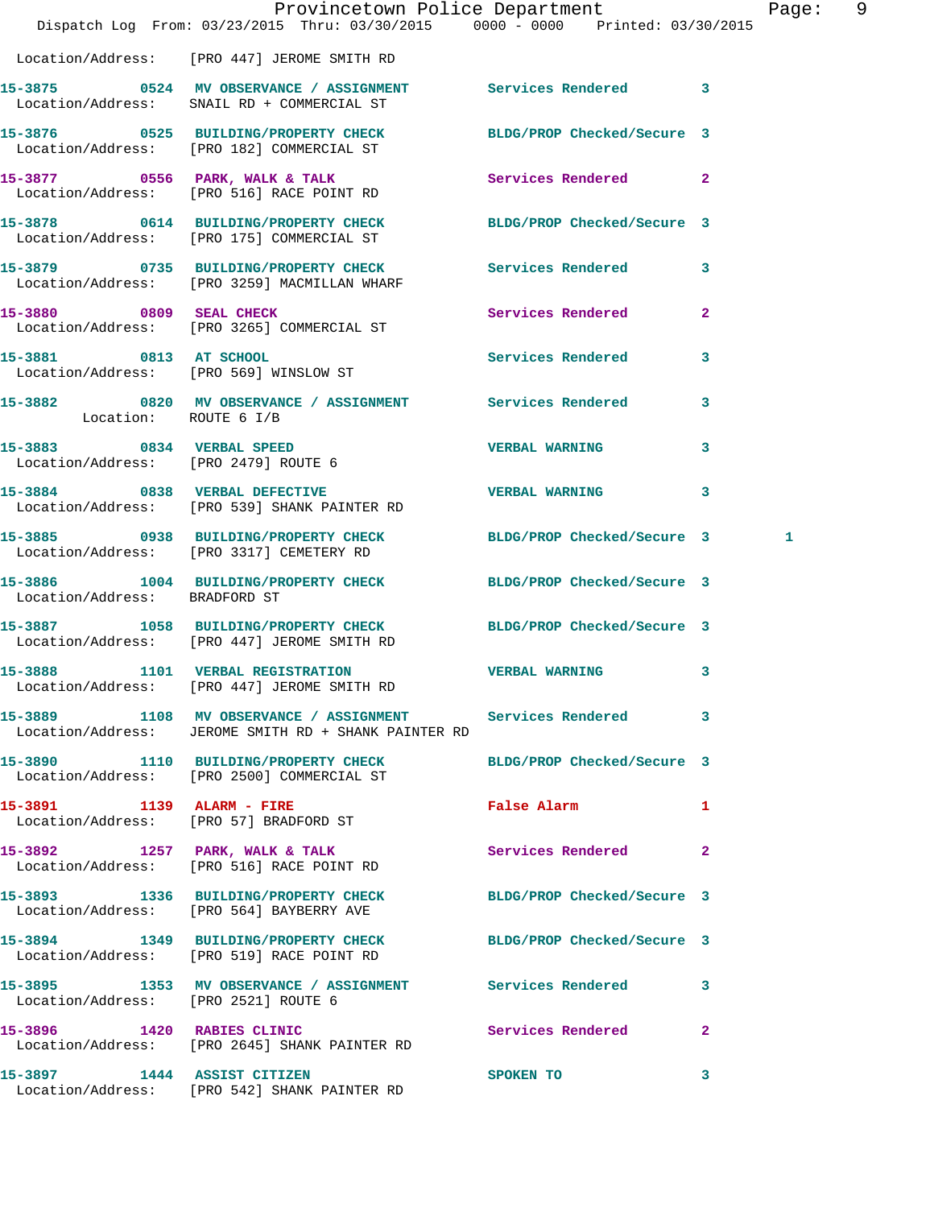Location/Address: [PRO 447] JEROME SMITH RD

15-3875 0524 MV OBSERVANCE / ASSIGNMENT Services Rendered 3
Location/Address: SNAIL RD + COMMERCIAL ST

15-3876 0525 BUILDING/PROPERTY CHECK BLDG/PROP Checked/Secure 3
Location/Address: [PRO 182] COMMERCIAL ST

15-3877 0556 PARK, WALK & TALK Services Rendered 2
Location/Address: [PRO 516] RACE POINT RD

15-3878 0614 BUILDING/PROPERTY CHECK BLDG/PROP Checked/Secure 3
Location/Address: [PRO 175] COMMERCIAL ST

15-3879 0735 BUILDING/PROPERTY CHECK Services Rendered 3
Location/Address: [PRO 3259] MACMILLAN WHARF

15-3880 0809 SEAL CHECK Services Rendered 2
Location/Address: [PRO 3265] COMMERCIAL ST

15-3881 0813 AT SCHOOL Services Rendered 3
Location/Address: [PRO 569] WINSLOW ST

15-3882 0820 MV OBSERVANCE / ASSIGNMENT Services Rendered 3
Location: ROUTE 6 I/B

15-3883 0834 VERBAL SPEED VERBAL WARNING 3
Location/Address: [PRO 2479] ROUTE 6

15-3884 0838 VERBAL DEFECTIVE VERBAL WARNING 3
Location/Address: [PRO 539] SHANK PAINTER RD

15-3885 0938 BUILDING/PROPERTY CHECK BLDG/PROP Checked/Secure 3 1
Location/Address: [PRO 3317] CEMETERY RD

15-3886 1004 BUILDING/PROPERTY CHECK BLDG/PROP Checked/Secure 3
Location/Address: BRADFORD ST

15-3887 1058 BUILDING/PROPERTY CHECK BLDG/PROP Checked/Secure 3
Location/Address: [PRO 447] JEROME SMITH RD

15-3888 1101 VERBAL REGISTRATION VERBAL WARNING 3
Location/Address: [PRO 447] JEROME SMITH RD

15-3889 1108 MV OBSERVANCE / ASSIGNMENT Services Rendered 3
Location/Address: JEROME SMITH RD + SHANK PAINTER RD

15-3890 1110 BUILDING/PROPERTY CHECK BLDG/PROP Checked/Secure 3
Location/Address: [PRO 2500] COMMERCIAL ST

15-3891 1139 ALARM - FIRE False Alarm 1
Location/Address: [PRO 57] BRADFORD ST

15-3892 1257 PARK, WALK & TALK Services Rendered 2
Location/Address: [PRO 516] RACE POINT RD

15-3893 1336 BUILDING/PROPERTY CHECK BLDG/PROP Checked/Secure 3
Location/Address: [PRO 564] BAYBERRY AVE

15-3894 1349 BUILDING/PROPERTY CHECK BLDG/PROP Checked/Secure 3
Location/Address: [PRO 519] RACE POINT RD

15-3895 1353 MV OBSERVANCE / ASSIGNMENT Services Rendered 3
Location/Address: [PRO 2521] ROUTE 6

15-3896 1420 RABIES CLINIC Services Rendered 2
Location/Address: [PRO 2645] SHANK PAINTER RD

15-3897 1444 ASSIST CITIZEN SPOKEN TO 3
Location/Address: [PRO 542] SHANK PAINTER RD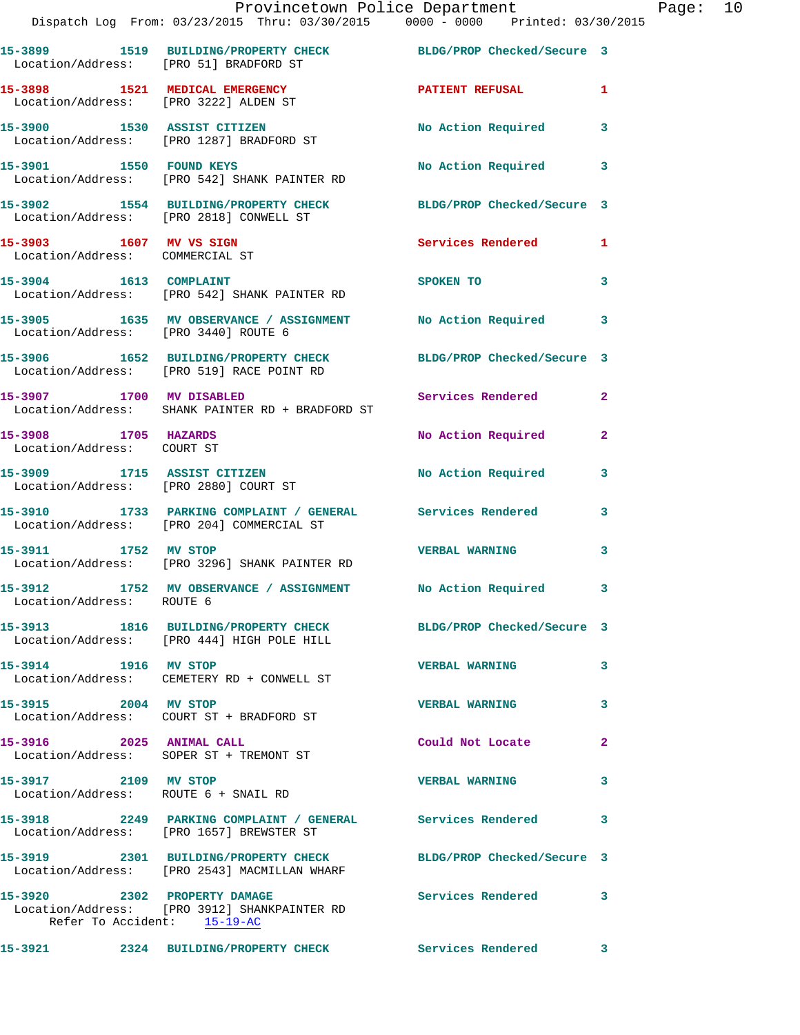15-3899 1519 BUILDING/PROPERTY CHECK BLDG/PROP Checked/Secure 3
Location/Address: [PRO 51] BRADFORD ST

15-3898 1521 MEDICAL EMERGENCY PATIENT REFUSAL 1
Location/Address: [PRO 3222] ALDEN ST

15-3900 1530 ASSIST CITIZEN No Action Required 3
Location/Address: [PRO 1287] BRADFORD ST

15-3901 1550 FOUND KEYS No Action Required 3
Location/Address: [PRO 542] SHANK PAINTER RD

15-3902 1554 BUILDING/PROPERTY CHECK BLDG/PROP Checked/Secure 3
Location/Address: [PRO 2818] CONWELL ST

15-3903 1607 MV VS SIGN Services Rendered 1
Location/Address: COMMERCIAL ST

15-3904 1613 COMPLAINT SPOKEN TO 3
Location/Address: [PRO 542] SHANK PAINTER RD

15-3905 1635 MV OBSERVANCE / ASSIGNMENT No Action Required 3
Location/Address: [PRO 3440] ROUTE 6

15-3906 1652 BUILDING/PROPERTY CHECK BLDG/PROP Checked/Secure 3
Location/Address: [PRO 519] RACE POINT RD

15-3907 1700 MV DISABLED Services Rendered 2
Location/Address: SHANK PAINTER RD + BRADFORD ST

15-3908 1705 HAZARDS No Action Required 2
Location/Address: COURT ST

15-3909 1715 ASSIST CITIZEN No Action Required 3
Location/Address: [PRO 2880] COURT ST

15-3910 1733 PARKING COMPLAINT / GENERAL Services Rendered 3
Location/Address: [PRO 204] COMMERCIAL ST

15-3911 1752 MV STOP VERBAL WARNING 3
Location/Address: [PRO 3296] SHANK PAINTER RD

15-3912 1752 MV OBSERVANCE / ASSIGNMENT No Action Required 3
Location/Address: ROUTE 6

15-3913 1816 BUILDING/PROPERTY CHECK BLDG/PROP Checked/Secure 3
Location/Address: [PRO 444] HIGH POLE HILL

15-3914 1916 MV STOP VERBAL WARNING 3
Location/Address: CEMETERY RD + CONWELL ST

15-3915 2004 MV STOP VERBAL WARNING 3
Location/Address: COURT ST + BRADFORD ST

15-3916 2025 ANIMAL CALL Could Not Locate 2
Location/Address: SOPER ST + TREMONT ST

15-3917 2109 MV STOP VERBAL WARNING 3
Location/Address: ROUTE 6 + SNAIL RD

15-3918 2249 PARKING COMPLAINT / GENERAL Services Rendered 3
Location/Address: [PRO 1657] BREWSTER ST

15-3919 2301 BUILDING/PROPERTY CHECK BLDG/PROP Checked/Secure 3
Location/Address: [PRO 2543] MACMILLAN WHARF

15-3920 2302 PROPERTY DAMAGE Services Rendered 3
Location/Address: [PRO 3912] SHANKPAINTER RD
Refer To Accident: 15-19-AC

15-3921 2324 BUILDING/PROPERTY CHECK Services Rendered 3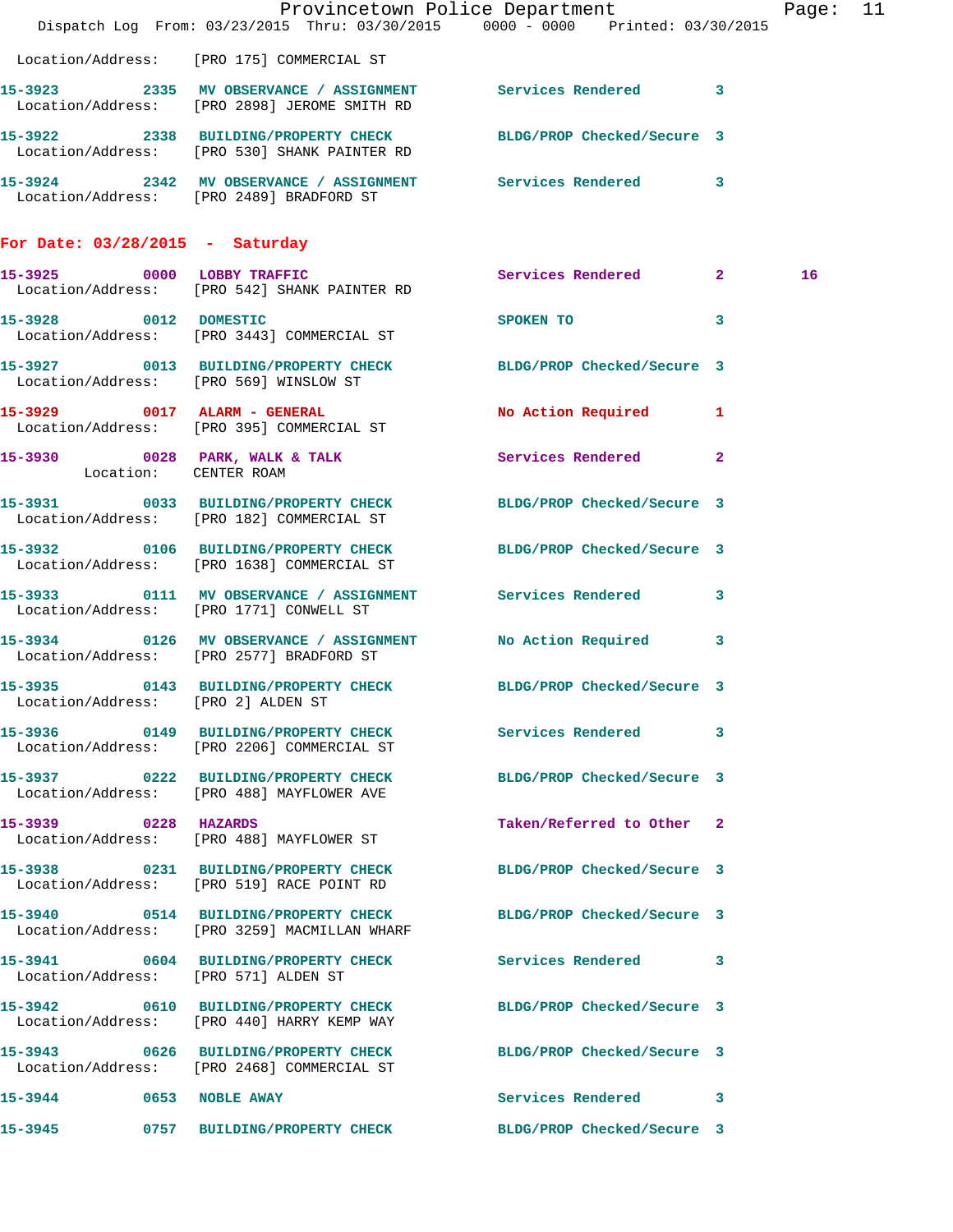Location/Address: [PRO 175] COMMERCIAL ST

**15-3923** 2335 MV OBSERVANCE / ASSIGNMENT Services Rendered 3
Location/Address: [PRO 2898] JEROME SMITH RD

**15-3922** 2338 BUILDING/PROPERTY CHECK BLDG/PROP Checked/Secure 3
Location/Address: [PRO 530] SHANK PAINTER RD

**15-3924** 2342 MV OBSERVANCE / ASSIGNMENT Services Rendered 3
Location/Address: [PRO 2489] BRADFORD ST

## For Date: 03/28/2015 - Saturday

**15-3925** 0000 LOBBY TRAFFIC Services Rendered 2 16
Location/Address: [PRO 542] SHANK PAINTER RD

**15-3928** 0012 DOMESTIC SPOKEN TO 3
Location/Address: [PRO 3443] COMMERCIAL ST

**15-3927** 0013 BUILDING/PROPERTY CHECK BLDG/PROP Checked/Secure 3
Location/Address: [PRO 569] WINSLOW ST

**15-3929** 0017 ALARM - GENERAL No Action Required 1
Location/Address: [PRO 395] COMMERCIAL ST

**15-3930** 0028 PARK, WALK & TALK Services Rendered 2
Location: CENTER ROAM

**15-3931** 0033 BUILDING/PROPERTY CHECK BLDG/PROP Checked/Secure 3
Location/Address: [PRO 182] COMMERCIAL ST

**15-3932** 0106 BUILDING/PROPERTY CHECK BLDG/PROP Checked/Secure 3
Location/Address: [PRO 1638] COMMERCIAL ST

**15-3933** 0111 MV OBSERVANCE / ASSIGNMENT Services Rendered 3
Location/Address: [PRO 1771] CONWELL ST

**15-3934** 0126 MV OBSERVANCE / ASSIGNMENT No Action Required 3
Location/Address: [PRO 2577] BRADFORD ST

**15-3935** 0143 BUILDING/PROPERTY CHECK BLDG/PROP Checked/Secure 3
Location/Address: [PRO 2] ALDEN ST

**15-3936** 0149 BUILDING/PROPERTY CHECK Services Rendered 3
Location/Address: [PRO 2206] COMMERCIAL ST

**15-3937** 0222 BUILDING/PROPERTY CHECK BLDG/PROP Checked/Secure 3
Location/Address: [PRO 488] MAYFLOWER AVE

**15-3939** 0228 HAZARDS Taken/Referred to Other 2
Location/Address: [PRO 488] MAYFLOWER ST

**15-3938** 0231 BUILDING/PROPERTY CHECK BLDG/PROP Checked/Secure 3
Location/Address: [PRO 519] RACE POINT RD

**15-3940** 0514 BUILDING/PROPERTY CHECK BLDG/PROP Checked/Secure 3
Location/Address: [PRO 3259] MACMILLAN WHARF

**15-3941** 0604 BUILDING/PROPERTY CHECK Services Rendered 3
Location/Address: [PRO 571] ALDEN ST

**15-3942** 0610 BUILDING/PROPERTY CHECK BLDG/PROP Checked/Secure 3
Location/Address: [PRO 440] HARRY KEMP WAY

**15-3943** 0626 BUILDING/PROPERTY CHECK BLDG/PROP Checked/Secure 3
Location/Address: [PRO 2468] COMMERCIAL ST

**15-3944** 0653 NOBLE AWAY Services Rendered 3

**15-3945** 0757 BUILDING/PROPERTY CHECK BLDG/PROP Checked/Secure 3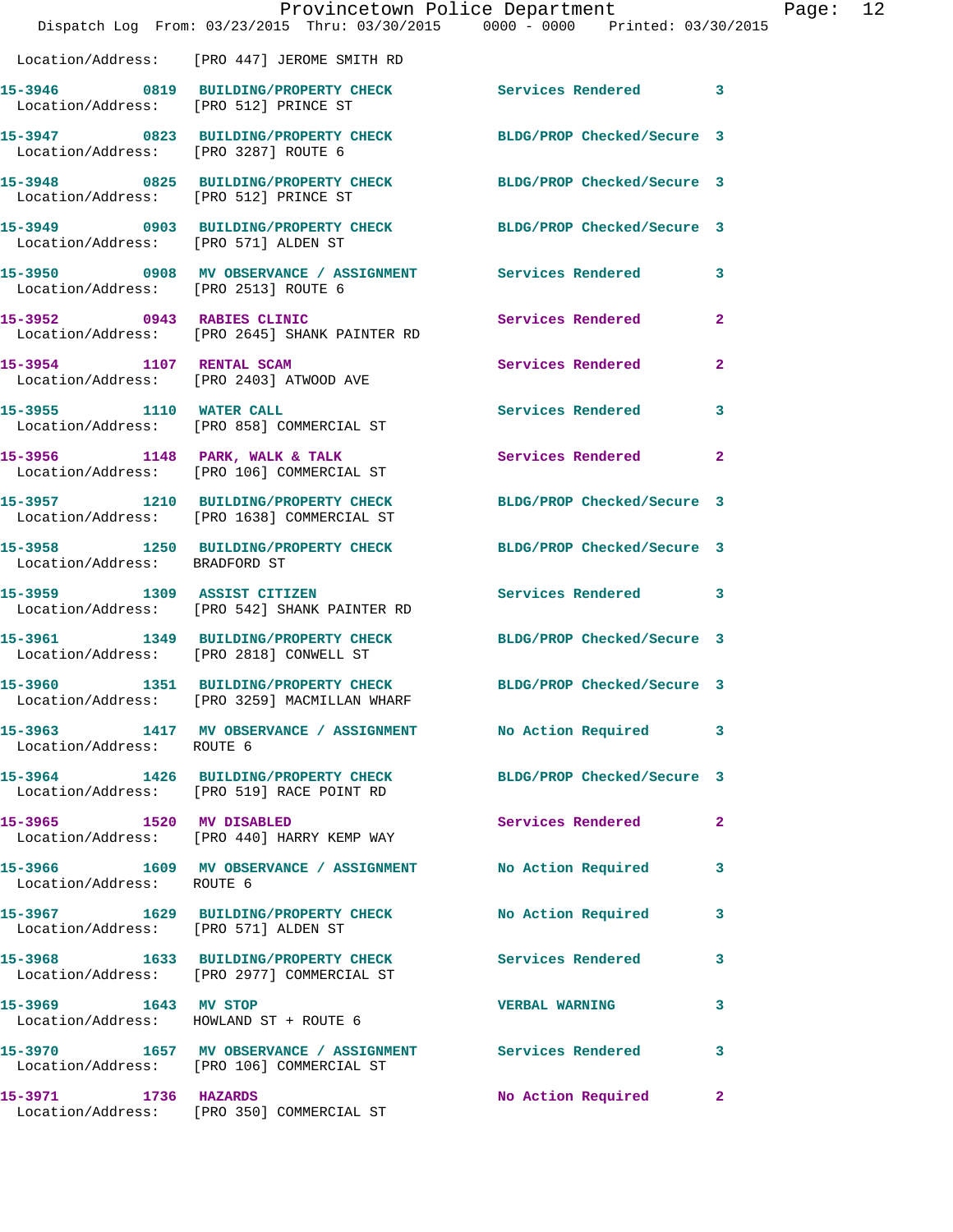Location/Address: [PRO 447] JEROME SMITH RD

15-3946 0819 BUILDING/PROPERTY CHECK Services Rendered 3
Location/Address: [PRO 512] PRINCE ST

15-3947 0823 BUILDING/PROPERTY CHECK BLDG/PROP Checked/Secure 3
Location/Address: [PRO 3287] ROUTE 6

15-3948 0825 BUILDING/PROPERTY CHECK BLDG/PROP Checked/Secure 3
Location/Address: [PRO 512] PRINCE ST

15-3949 0903 BUILDING/PROPERTY CHECK BLDG/PROP Checked/Secure 3
Location/Address: [PRO 571] ALDEN ST

15-3950 0908 MV OBSERVANCE / ASSIGNMENT Services Rendered 3
Location/Address: [PRO 2513] ROUTE 6

15-3952 0943 RABIES CLINIC Services Rendered 2
Location/Address: [PRO 2645] SHANK PAINTER RD

15-3954 1107 RENTAL SCAM Services Rendered 2
Location/Address: [PRO 2403] ATWOOD AVE

15-3955 1110 WATER CALL Services Rendered 3
Location/Address: [PRO 858] COMMERCIAL ST

15-3956 1148 PARK, WALK & TALK Services Rendered 2
Location/Address: [PRO 106] COMMERCIAL ST

15-3957 1210 BUILDING/PROPERTY CHECK BLDG/PROP Checked/Secure 3
Location/Address: [PRO 1638] COMMERCIAL ST

15-3958 1250 BUILDING/PROPERTY CHECK BLDG/PROP Checked/Secure 3
Location/Address: BRADFORD ST

15-3959 1309 ASSIST CITIZEN Services Rendered 3
Location/Address: [PRO 542] SHANK PAINTER RD

15-3961 1349 BUILDING/PROPERTY CHECK BLDG/PROP Checked/Secure 3
Location/Address: [PRO 2818] CONWELL ST

15-3960 1351 BUILDING/PROPERTY CHECK BLDG/PROP Checked/Secure 3
Location/Address: [PRO 3259] MACMILLAN WHARF

15-3963 1417 MV OBSERVANCE / ASSIGNMENT No Action Required 3
Location/Address: ROUTE 6

15-3964 1426 BUILDING/PROPERTY CHECK BLDG/PROP Checked/Secure 3
Location/Address: [PRO 519] RACE POINT RD

15-3965 1520 MV DISABLED Services Rendered 2
Location/Address: [PRO 440] HARRY KEMP WAY

15-3966 1609 MV OBSERVANCE / ASSIGNMENT No Action Required 3
Location/Address: ROUTE 6

15-3967 1629 BUILDING/PROPERTY CHECK No Action Required 3
Location/Address: [PRO 571] ALDEN ST

15-3968 1633 BUILDING/PROPERTY CHECK Services Rendered 3
Location/Address: [PRO 2977] COMMERCIAL ST

15-3969 1643 MV STOP VERBAL WARNING 3
Location/Address: HOWLAND ST + ROUTE 6

15-3970 1657 MV OBSERVANCE / ASSIGNMENT Services Rendered 3
Location/Address: [PRO 106] COMMERCIAL ST

15-3971 1736 HAZARDS No Action Required 2
Location/Address: [PRO 350] COMMERCIAL ST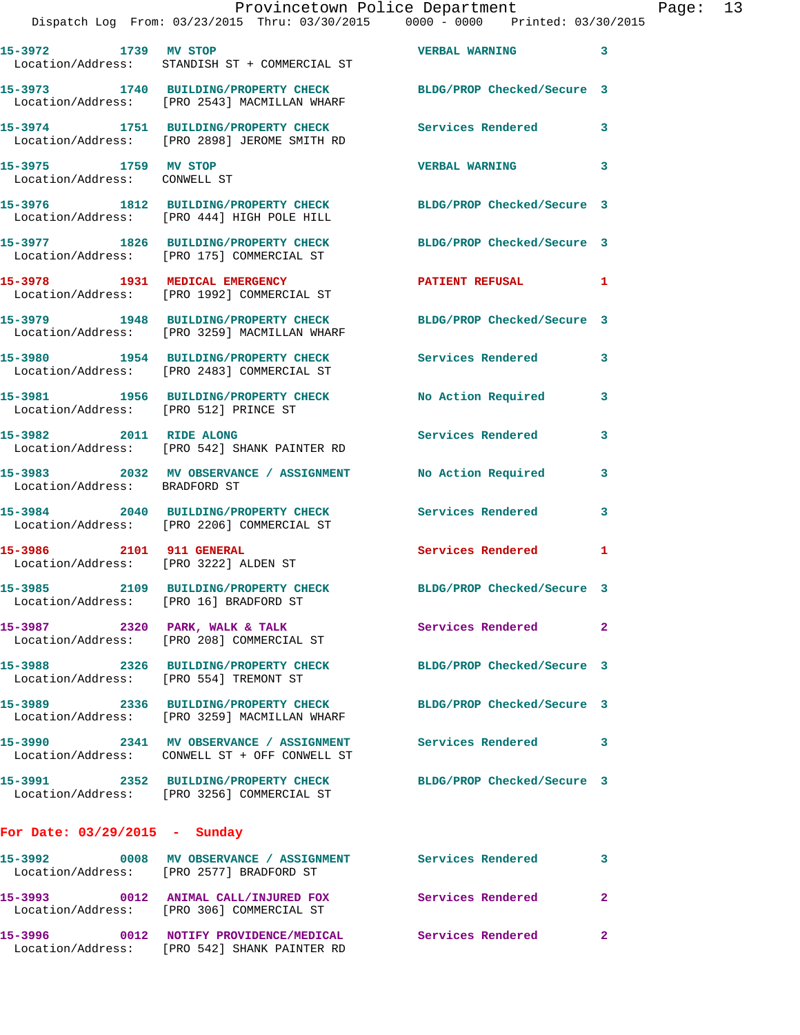15-3972 1739 MV STOP VERBAL WARNING 3
Location/Address: STANDISH ST + COMMERCIAL ST

15-3973 1740 BUILDING/PROPERTY CHECK BLDG/PROP Checked/Secure 3
Location/Address: [PRO 2543] MACMILLAN WHARF

15-3974 1751 BUILDING/PROPERTY CHECK Services Rendered 3
Location/Address: [PRO 2898] JEROME SMITH RD

15-3975 1759 MV STOP VERBAL WARNING 3
Location/Address: CONWELL ST

15-3976 1812 BUILDING/PROPERTY CHECK BLDG/PROP Checked/Secure 3
Location/Address: [PRO 444] HIGH POLE HILL

15-3977 1826 BUILDING/PROPERTY CHECK BLDG/PROP Checked/Secure 3
Location/Address: [PRO 175] COMMERCIAL ST

15-3978 1931 MEDICAL EMERGENCY PATIENT REFUSAL 1
Location/Address: [PRO 1992] COMMERCIAL ST

15-3979 1948 BUILDING/PROPERTY CHECK BLDG/PROP Checked/Secure 3
Location/Address: [PRO 3259] MACMILLAN WHARF

15-3980 1954 BUILDING/PROPERTY CHECK Services Rendered 3
Location/Address: [PRO 2483] COMMERCIAL ST

15-3981 1956 BUILDING/PROPERTY CHECK No Action Required 3
Location/Address: [PRO 512] PRINCE ST

15-3982 2011 RIDE ALONG Services Rendered 3
Location/Address: [PRO 542] SHANK PAINTER RD

15-3983 2032 MV OBSERVANCE / ASSIGNMENT No Action Required 3
Location/Address: BRADFORD ST

15-3984 2040 BUILDING/PROPERTY CHECK Services Rendered 3
Location/Address: [PRO 2206] COMMERCIAL ST

15-3986 2101 911 GENERAL Services Rendered 1
Location/Address: [PRO 3222] ALDEN ST

15-3985 2109 BUILDING/PROPERTY CHECK BLDG/PROP Checked/Secure 3
Location/Address: [PRO 16] BRADFORD ST

15-3987 2320 PARK, WALK & TALK Services Rendered 2
Location/Address: [PRO 208] COMMERCIAL ST

15-3988 2326 BUILDING/PROPERTY CHECK BLDG/PROP Checked/Secure 3
Location/Address: [PRO 554] TREMONT ST

15-3989 2336 BUILDING/PROPERTY CHECK BLDG/PROP Checked/Secure 3
Location/Address: [PRO 3259] MACMILLAN WHARF

15-3990 2341 MV OBSERVANCE / ASSIGNMENT Services Rendered 3
Location/Address: CONWELL ST + OFF CONWELL ST

15-3991 2352 BUILDING/PROPERTY CHECK BLDG/PROP Checked/Secure 3
Location/Address: [PRO 3256] COMMERCIAL ST

**For Date: 03/29/2015 - Sunday**

15-3992 0008 MV OBSERVANCE / ASSIGNMENT Services Rendered 3
Location/Address: [PRO 2577] BRADFORD ST

15-3993 0012 ANIMAL CALL/INJURED FOX Services Rendered 2
Location/Address: [PRO 306] COMMERCIAL ST

15-3996 0012 NOTIFY PROVIDENCE/MEDICAL Services Rendered 2
Location/Address: [PRO 542] SHANK PAINTER RD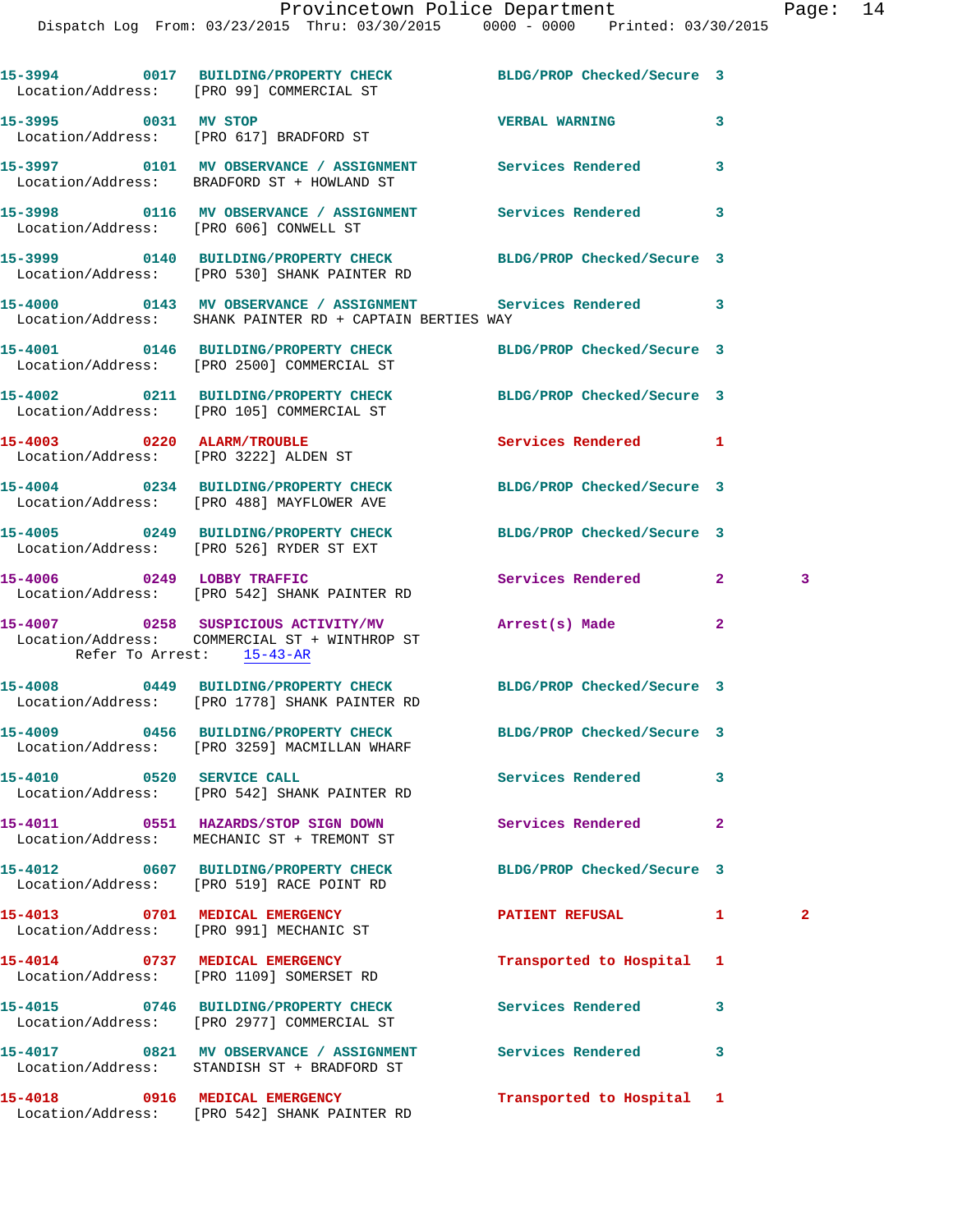15-3994 0017 BUILDING/PROPERTY CHECK BLDG/PROP Checked/Secure 3
Location/Address: [PRO 99] COMMERCIAL ST

15-3995 0031 MV STOP VERBAL WARNING 3
Location/Address: [PRO 617] BRADFORD ST

15-3997 0101 MV OBSERVANCE / ASSIGNMENT Services Rendered 3
Location/Address: BRADFORD ST + HOWLAND ST

15-3998 0116 MV OBSERVANCE / ASSIGNMENT Services Rendered 3
Location/Address: [PRO 606] CONWELL ST

15-3999 0140 BUILDING/PROPERTY CHECK BLDG/PROP Checked/Secure 3
Location/Address: [PRO 530] SHANK PAINTER RD

15-4000 0143 MV OBSERVANCE / ASSIGNMENT Services Rendered 3
Location/Address: SHANK PAINTER RD + CAPTAIN BERTIES WAY

15-4001 0146 BUILDING/PROPERTY CHECK BLDG/PROP Checked/Secure 3
Location/Address: [PRO 2500] COMMERCIAL ST

15-4002 0211 BUILDING/PROPERTY CHECK BLDG/PROP Checked/Secure 3
Location/Address: [PRO 105] COMMERCIAL ST

15-4003 0220 ALARM/TROUBLE Services Rendered 1
Location/Address: [PRO 3222] ALDEN ST

15-4004 0234 BUILDING/PROPERTY CHECK BLDG/PROP Checked/Secure 3
Location/Address: [PRO 488] MAYFLOWER AVE

15-4005 0249 BUILDING/PROPERTY CHECK BLDG/PROP Checked/Secure 3
Location/Address: [PRO 526] RYDER ST EXT

15-4006 0249 LOBBY TRAFFIC Services Rendered 2 3
Location/Address: [PRO 542] SHANK PAINTER RD

15-4007 0258 SUSPICIOUS ACTIVITY/MV Arrest(s) Made 2
Location/Address: COMMERCIAL ST + WINTHROP ST
Refer To Arrest: 15-43-AR

15-4008 0449 BUILDING/PROPERTY CHECK BLDG/PROP Checked/Secure 3
Location/Address: [PRO 1778] SHANK PAINTER RD

15-4009 0456 BUILDING/PROPERTY CHECK BLDG/PROP Checked/Secure 3
Location/Address: [PRO 3259] MACMILLAN WHARF

15-4010 0520 SERVICE CALL Services Rendered 3
Location/Address: [PRO 542] SHANK PAINTER RD

15-4011 0551 HAZARDS/STOP SIGN DOWN Services Rendered 2
Location/Address: MECHANIC ST + TREMONT ST

15-4012 0607 BUILDING/PROPERTY CHECK BLDG/PROP Checked/Secure 3
Location/Address: [PRO 519] RACE POINT RD

15-4013 0701 MEDICAL EMERGENCY PATIENT REFUSAL 1 2
Location/Address: [PRO 991] MECHANIC ST

15-4014 0737 MEDICAL EMERGENCY Transported to Hospital 1
Location/Address: [PRO 1109] SOMERSET RD

15-4015 0746 BUILDING/PROPERTY CHECK Services Rendered 3
Location/Address: [PRO 2977] COMMERCIAL ST

15-4017 0821 MV OBSERVANCE / ASSIGNMENT Services Rendered 3
Location/Address: STANDISH ST + BRADFORD ST

15-4018 0916 MEDICAL EMERGENCY Transported to Hospital 1
Location/Address: [PRO 542] SHANK PAINTER RD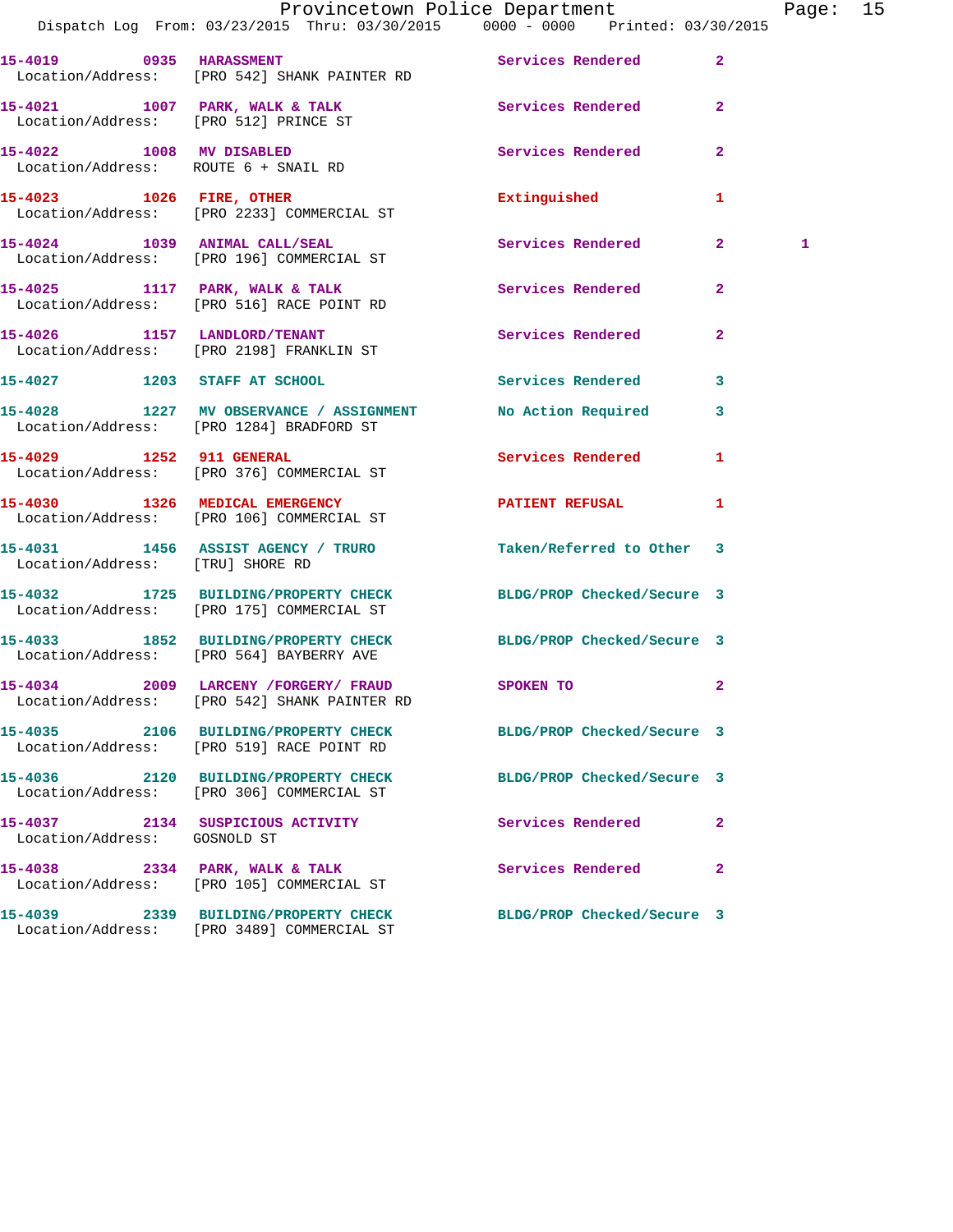15-4019 0935 HARASSMENT Services Rendered 2
Location/Address: [PRO 542] SHANK PAINTER RD

15-4021 1007 PARK, WALK & TALK Services Rendered 2
Location/Address: [PRO 512] PRINCE ST

15-4022 1008 MV DISABLED Services Rendered 2
Location/Address: ROUTE 6 + SNAIL RD

15-4023 1026 FIRE, OTHER Extinguished 1
Location/Address: [PRO 2233] COMMERCIAL ST

15-4024 1039 ANIMAL CALL/SEAL Services Rendered 2 1
Location/Address: [PRO 196] COMMERCIAL ST

15-4025 1117 PARK, WALK & TALK Services Rendered 2
Location/Address: [PRO 516] RACE POINT RD

15-4026 1157 LANDLORD/TENANT Services Rendered 2
Location/Address: [PRO 2198] FRANKLIN ST

15-4027 1203 STAFF AT SCHOOL Services Rendered 3

15-4028 1227 MV OBSERVANCE / ASSIGNMENT No Action Required 3
Location/Address: [PRO 1284] BRADFORD ST

15-4029 1252 911 GENERAL Services Rendered 1
Location/Address: [PRO 376] COMMERCIAL ST

15-4030 1326 MEDICAL EMERGENCY PATIENT REFUSAL 1
Location/Address: [PRO 106] COMMERCIAL ST

15-4031 1456 ASSIST AGENCY / TRURO Taken/Referred to Other 3
Location/Address: [TRU] SHORE RD

15-4032 1725 BUILDING/PROPERTY CHECK BLDG/PROP Checked/Secure 3
Location/Address: [PRO 175] COMMERCIAL ST

15-4033 1852 BUILDING/PROPERTY CHECK BLDG/PROP Checked/Secure 3
Location/Address: [PRO 564] BAYBERRY AVE

15-4034 2009 LARCENY /FORGERY/ FRAUD SPOKEN TO 2
Location/Address: [PRO 542] SHANK PAINTER RD

15-4035 2106 BUILDING/PROPERTY CHECK BLDG/PROP Checked/Secure 3
Location/Address: [PRO 519] RACE POINT RD

15-4036 2120 BUILDING/PROPERTY CHECK BLDG/PROP Checked/Secure 3
Location/Address: [PRO 306] COMMERCIAL ST

15-4037 2134 SUSPICIOUS ACTIVITY Services Rendered 2
Location/Address: GOSNOLD ST

15-4038 2334 PARK, WALK & TALK Services Rendered 2
Location/Address: [PRO 105] COMMERCIAL ST

15-4039 2339 BUILDING/PROPERTY CHECK BLDG/PROP Checked/Secure 3
Location/Address: [PRO 3489] COMMERCIAL ST